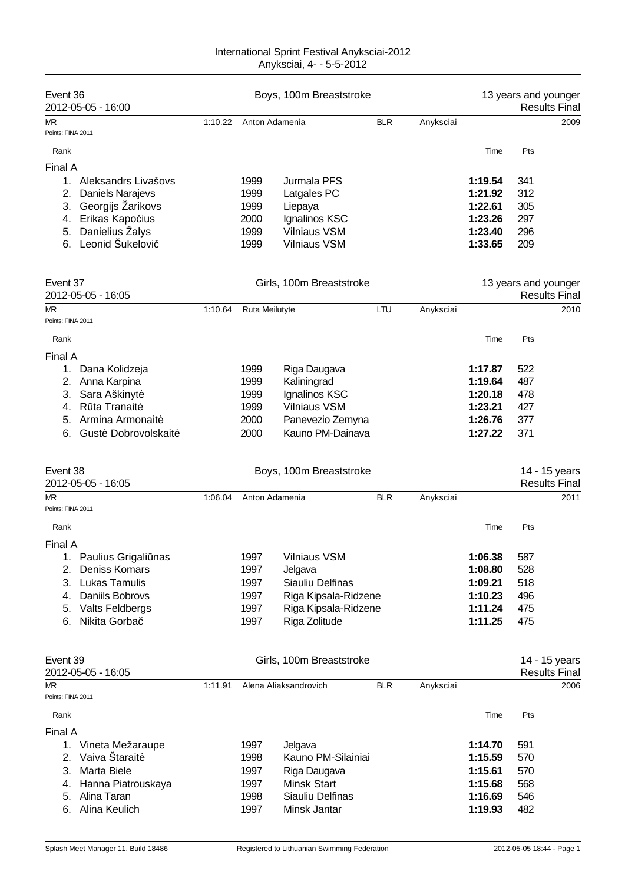International Sprint Festival Anyksciai-2012
Anyksciai, 4- - 5-5-2012

## Event 36 — Boys, 100m Breaststroke — 13 years and younger

2012-05-05 - 16:00 — Results Final

MR 1:10.22 Anton Adamenia BLR Anyksciai 2009

Points: FINA 2011

| Rank | Name | Year | Club | Time | Pts |
|---|---|---|---|---|---|
| **Final A** | | | | | |
| 1. | Aleksandrs Livašovs | 1999 | Jurmala PFS | **1:19.54** | 341 |
| 2. | Daniels Narajevs | 1999 | Latgales PC | **1:21.92** | 312 |
| 3. | Georgijs Žarikovs | 1999 | Liepaya | **1:22.61** | 305 |
| 4. | Erikas Kapočius | 2000 | Ignalinos KSC | **1:23.26** | 297 |
| 5. | Danielius Žalys | 1999 | Vilniaus VSM | **1:23.40** | 296 |
| 6. | Leonid Šukelovič | 1999 | Vilniaus VSM | **1:33.65** | 209 |

## Event 37 — Girls, 100m Breaststroke — 13 years and younger

2012-05-05 - 16:05 — Results Final

MR 1:10.64 Ruta Meilutyte LTU Anyksciai 2010

Points: FINA 2011

| Rank | Name | Year | Club | Time | Pts |
|---|---|---|---|---|---|
| **Final A** | | | | | |
| 1. | Dana Kolidzeja | 1999 | Riga Daugava | **1:17.87** | 522 |
| 2. | Anna Karpina | 1999 | Kaliningrad | **1:19.64** | 487 |
| 3. | Sara Aškinytė | 1999 | Ignalinos KSC | **1:20.18** | 478 |
| 4. | Rūta Tranaitė | 1999 | Vilniaus VSM | **1:23.21** | 427 |
| 5. | Armina Armonaitė | 2000 | Panevezio Zemyna | **1:26.76** | 377 |
| 6. | Gustė Dobrovolskaitė | 2000 | Kauno PM-Dainava | **1:27.22** | 371 |

## Event 38 — Boys, 100m Breaststroke — 14 - 15 years

2012-05-05 - 16:05 — Results Final

MR 1:06.04 Anton Adamenia BLR Anyksciai 2011

Points: FINA 2011

| Rank | Name | Year | Club | Time | Pts |
|---|---|---|---|---|---|
| **Final A** | | | | | |
| 1. | Paulius Grigaliūnas | 1997 | Vilniaus VSM | **1:06.38** | 587 |
| 2. | Deniss Komars | 1997 | Jelgava | **1:08.80** | 528 |
| 3. | Lukas Tamulis | 1997 | Siauliu Delfinas | **1:09.21** | 518 |
| 4. | Daniils Bobrovs | 1997 | Riga Kipsala-Ridzene | **1:10.23** | 496 |
| 5. | Valts Feldbergs | 1997 | Riga Kipsala-Ridzene | **1:11.24** | 475 |
| 6. | Nikita Gorbač | 1997 | Riga Zolitude | **1:11.25** | 475 |

## Event 39 — Girls, 100m Breaststroke — 14 - 15 years

2012-05-05 - 16:05 — Results Final

MR 1:11.91 Alena Aliaksandrovich BLR Anyksciai 2006

Points: FINA 2011

| Rank | Name | Year | Club | Time | Pts |
|---|---|---|---|---|---|
| **Final A** | | | | | |
| 1. | Vineta Mežaraupe | 1997 | Jelgava | **1:14.70** | 591 |
| 2. | Vaiva Štaraitė | 1998 | Kauno PM-Silainiai | **1:15.59** | 570 |
| 3. | Marta Biele | 1997 | Riga Daugava | **1:15.61** | 570 |
| 4. | Hanna Piatrouskaya | 1997 | Minsk Start | **1:15.68** | 568 |
| 5. | Alina Taran | 1998 | Siauliu Delfinas | **1:16.69** | 546 |
| 6. | Alina Keulich | 1997 | Minsk Jantar | **1:19.93** | 482 |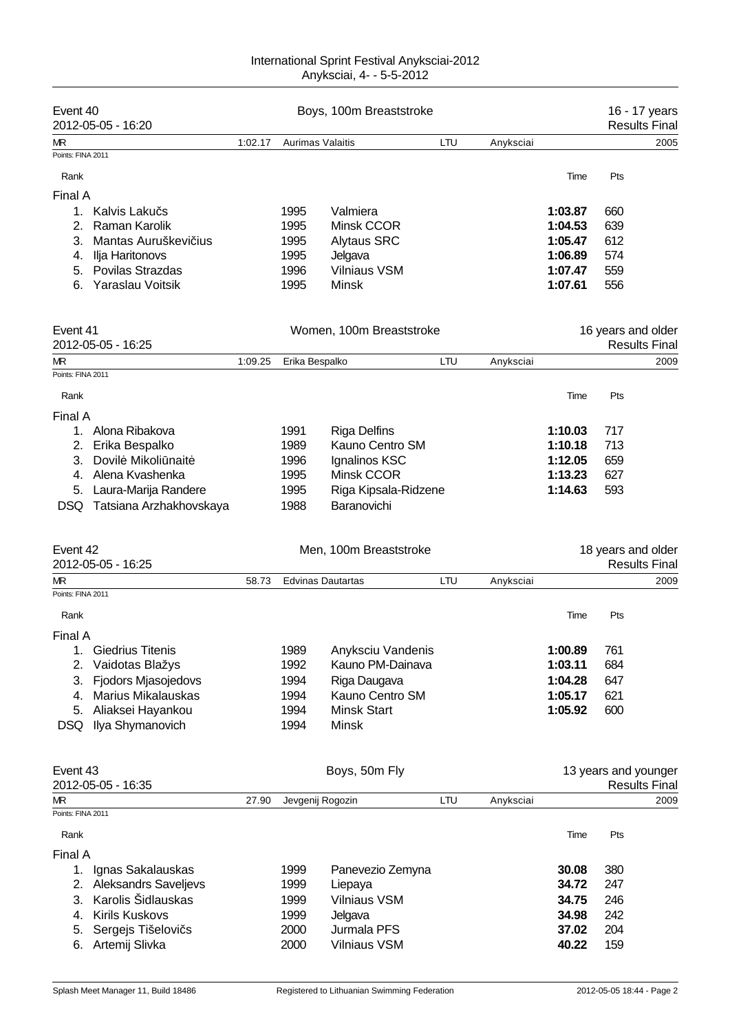## Event 40 — Boys, 100m Breaststroke — 16 - 17 years

2012-05-05 - 16:20 — Results Final

MR: 1:02.17 Aurimas Valaitis LTU Anyksciai 2005

Points: FINA 2011

| Rank | Name | Year | Club | Time | Pts |
|---|---|---|---|---|---|
| **Final A** | | | | | |
| 1. | Kalvis Lakučs | 1995 | Valmiera | **1:03.87** | 660 |
| 2. | Raman Karolik | 1995 | Minsk CCOR | **1:04.53** | 639 |
| 3. | Mantas Auruškevičius | 1995 | Alytaus SRC | **1:05.47** | 612 |
| 4. | Ilja Haritonovs | 1995 | Jelgava | **1:06.89** | 574 |
| 5. | Povilas Strazdas | 1996 | Vilniaus VSM | **1:07.47** | 559 |
| 6. | Yaraslau Voitsik | 1995 | Minsk | **1:07.61** | 556 |

## Event 41 — Women, 100m Breaststroke — 16 years and older

2012-05-05 - 16:25 — Results Final

MR: 1:09.25 Erika Bespalko LTU Anyksciai 2009

Points: FINA 2011

| Rank | Name | Year | Club | Time | Pts |
|---|---|---|---|---|---|
| **Final A** | | | | | |
| 1. | Alona Ribakova | 1991 | Riga Delfins | **1:10.03** | 717 |
| 2. | Erika Bespalko | 1989 | Kauno Centro SM | **1:10.18** | 713 |
| 3. | Dovilė Mikoliūnaitė | 1996 | Ignalinos KSC | **1:12.05** | 659 |
| 4. | Alena Kvashenka | 1995 | Minsk CCOR | **1:13.23** | 627 |
| 5. | Laura-Marija Randere | 1995 | Riga Kipsala-Ridzene | **1:14.63** | 593 |
| DSQ | Tatsiana Arzhakhovskaya | 1988 | Baranovichi | | |

## Event 42 — Men, 100m Breaststroke — 18 years and older

2012-05-05 - 16:25 — Results Final

MR: 58.73 Edvinas Dautartas LTU Anyksciai 2009

Points: FINA 2011

| Rank | Name | Year | Club | Time | Pts |
|---|---|---|---|---|---|
| **Final A** | | | | | |
| 1. | Giedrius Titenis | 1989 | Anyksciu Vandenis | **1:00.89** | 761 |
| 2. | Vaidotas Blažys | 1992 | Kauno PM-Dainava | **1:03.11** | 684 |
| 3. | Fjodors Mjasojedovs | 1994 | Riga Daugava | **1:04.28** | 647 |
| 4. | Marius Mikalauskas | 1994 | Kauno Centro SM | **1:05.17** | 621 |
| 5. | Aliaksei Hayankou | 1994 | Minsk Start | **1:05.92** | 600 |
| DSQ | Ilya Shymanovich | 1994 | Minsk | | |

## Event 43 — Boys, 50m Fly — 13 years and younger

2012-05-05 - 16:35 — Results Final

MR: 27.90 Jevgenij Rogozin LTU Anyksciai 2009

Points: FINA 2011

| Rank | Name | Year | Club | Time | Pts |
|---|---|---|---|---|---|
| **Final A** | | | | | |
| 1. | Ignas Sakalauskas | 1999 | Panevezio Zemyna | **30.08** | 380 |
| 2. | Aleksandrs Saveljevs | 1999 | Liepaya | **34.72** | 247 |
| 3. | Karolis Šidlauskas | 1999 | Vilniaus VSM | **34.75** | 246 |
| 4. | Kirils Kuskovs | 1999 | Jelgava | **34.98** | 242 |
| 5. | Sergejs Tišelovičs | 2000 | Jurmala PFS | **37.02** | 204 |
| 6. | Artemij Slivka | 2000 | Vilniaus VSM | **40.22** | 159 |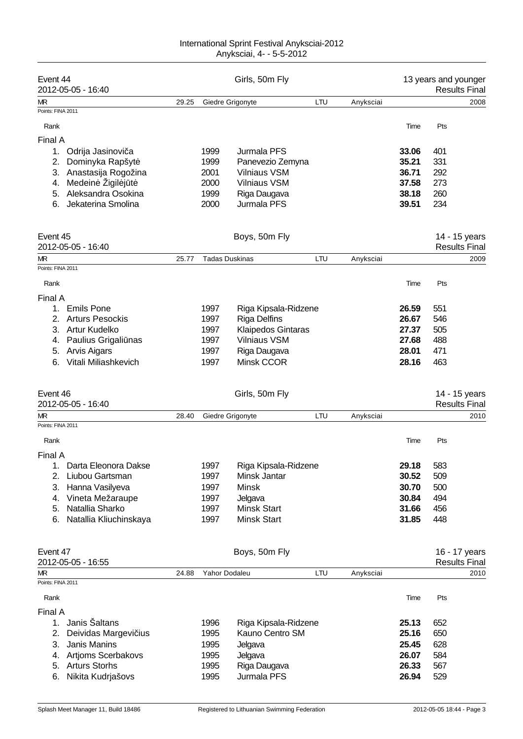International Sprint Festival Anyksciai-2012
Anyksciai, 4- - 5-5-2012

## Event 44 — Girls, 50m Fly — 13 years and younger
2012-05-05 - 16:40 — Results Final

MR: 29.25 Giedre Grigonyte LTU Anyksciai 2008

Points: FINA 2011

**Final A**

| Rank | Name | YOB | Club | Time | Pts |
|---|---|---|---|---|---|
| 1. | Odrija Jasinoviča | 1999 | Jurmala PFS | **33.06** | 401 |
| 2. | Dominyka Rapšytė | 1999 | Panevezio Zemyna | **35.21** | 331 |
| 3. | Anastasija Rogožina | 2001 | Vilniaus VSM | **36.71** | 292 |
| 4. | Medeinė Žigilėjūtė | 2000 | Vilniaus VSM | **37.58** | 273 |
| 5. | Aleksandra Osokina | 1999 | Riga Daugava | **38.18** | 260 |
| 6. | Jekaterina Smolina | 2000 | Jurmala PFS | **39.51** | 234 |

## Event 45 — Boys, 50m Fly — 14 - 15 years
2012-05-05 - 16:40 — Results Final

MR: 25.77 Tadas Duskinas LTU Anyksciai 2009

Points: FINA 2011

**Final A**

| Rank | Name | YOB | Club | Time | Pts |
|---|---|---|---|---|---|
| 1. | Emils Pone | 1997 | Riga Kipsala-Ridzene | **26.59** | 551 |
| 2. | Arturs Pesockis | 1997 | Riga Delfins | **26.67** | 546 |
| 3. | Artur Kudelko | 1997 | Klaipedos Gintaras | **27.37** | 505 |
| 4. | Paulius Grigaliūnas | 1997 | Vilniaus VSM | **27.68** | 488 |
| 5. | Arvis Aigars | 1997 | Riga Daugava | **28.01** | 471 |
| 6. | Vitali Miliashkevich | 1997 | Minsk CCOR | **28.16** | 463 |

## Event 46 — Girls, 50m Fly — 14 - 15 years
2012-05-05 - 16:40 — Results Final

MR: 28.40 Giedre Grigonyte LTU Anyksciai 2010

Points: FINA 2011

**Final A**

| Rank | Name | YOB | Club | Time | Pts |
|---|---|---|---|---|---|
| 1. | Darta Eleonora Dakse | 1997 | Riga Kipsala-Ridzene | **29.18** | 583 |
| 2. | Liubou Gartsman | 1997 | Minsk Jantar | **30.52** | 509 |
| 3. | Hanna Vasilyeva | 1997 | Minsk | **30.70** | 500 |
| 4. | Vineta Mežaraupe | 1997 | Jelgava | **30.84** | 494 |
| 5. | Natallia Sharko | 1997 | Minsk Start | **31.66** | 456 |
| 6. | Natallia Kliuchinskaya | 1997 | Minsk Start | **31.85** | 448 |

## Event 47 — Boys, 50m Fly — 16 - 17 years
2012-05-05 - 16:55 — Results Final

MR: 24.88 Yahor Dodaleu LTU Anyksciai 2010

Points: FINA 2011

**Final A**

| Rank | Name | YOB | Club | Time | Pts |
|---|---|---|---|---|---|
| 1. | Janis Šaltans | 1996 | Riga Kipsala-Ridzene | **25.13** | 652 |
| 2. | Deividas Margevičius | 1995 | Kauno Centro SM | **25.16** | 650 |
| 3. | Janis Manins | 1995 | Jelgava | **25.45** | 628 |
| 4. | Artjoms Scerbakovs | 1995 | Jelgava | **26.07** | 584 |
| 5. | Arturs Storhs | 1995 | Riga Daugava | **26.33** | 567 |
| 6. | Nikita Kudrjašovs | 1995 | Jurmala PFS | **26.94** | 529 |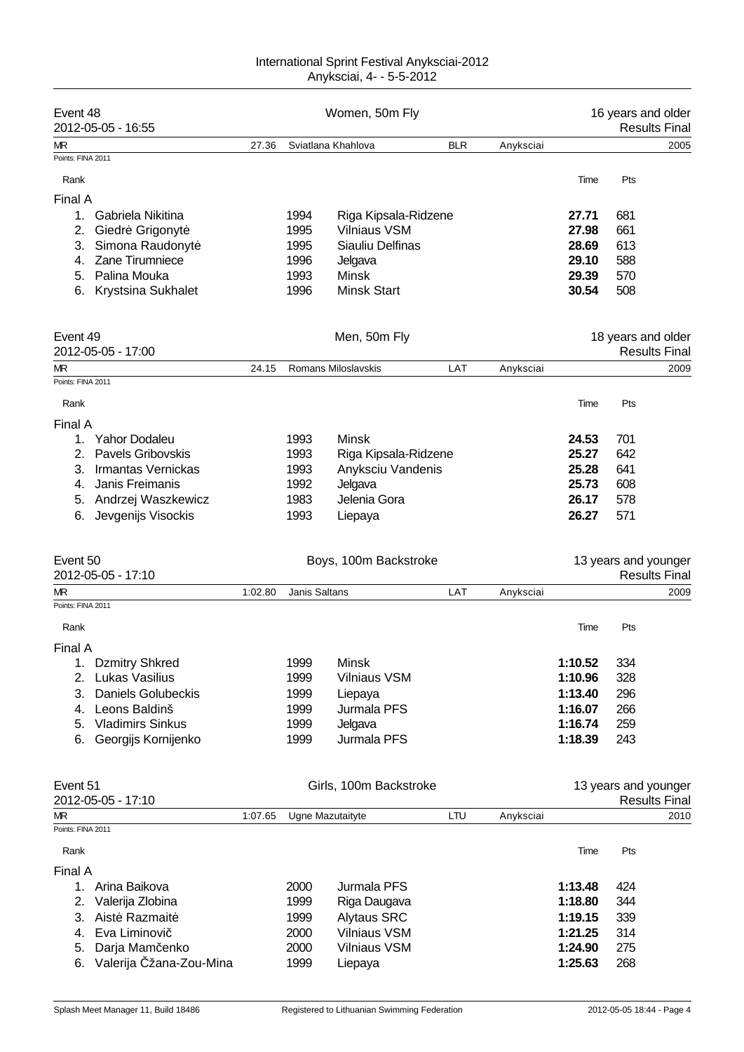## Event 48 — Women, 50m Fly — 16 years and older

2012-05-05 - 16:55 — Results Final

MR: 27.36 Sviatlana Khahlova BLR Anyksciai 2005

Points: FINA 2011

**Final A**

| Rank | Name | Year | Club | Time | Pts |
|---|---|---|---|---|---|
| 1. | Gabriela Nikitina | 1994 | Riga Kipsala-Ridzene | **27.71** | 681 |
| 2. | Giedrė Grigonytė | 1995 | Vilniaus VSM | **27.98** | 661 |
| 3. | Simona Raudonytė | 1995 | Siauliu Delfinas | **28.69** | 613 |
| 4. | Zane Tirumniece | 1996 | Jelgava | **29.10** | 588 |
| 5. | Palina Mouka | 1993 | Minsk | **29.39** | 570 |
| 6. | Krystsina Sukhalet | 1996 | Minsk Start | **30.54** | 508 |

## Event 49 — Men, 50m Fly — 18 years and older

2012-05-05 - 17:00 — Results Final

MR: 24.15 Romans Miloslavskis LAT Anyksciai 2009

Points: FINA 2011

**Final A**

| Rank | Name | Year | Club | Time | Pts |
|---|---|---|---|---|---|
| 1. | Yahor Dodaleu | 1993 | Minsk | **24.53** | 701 |
| 2. | Pavels Gribovskis | 1993 | Riga Kipsala-Ridzene | **25.27** | 642 |
| 3. | Irmantas Vernickas | 1993 | Anyksciu Vandenis | **25.28** | 641 |
| 4. | Janis Freimanis | 1992 | Jelgava | **25.73** | 608 |
| 5. | Andrzej Waszkewicz | 1983 | Jelenia Gora | **26.17** | 578 |
| 6. | Jevgenijs Visockis | 1993 | Liepaya | **26.27** | 571 |

## Event 50 — Boys, 100m Backstroke — 13 years and younger

2012-05-05 - 17:10 — Results Final

MR: 1:02.80 Janis Saltans LAT Anyksciai 2009

Points: FINA 2011

**Final A**

| Rank | Name | Year | Club | Time | Pts |
|---|---|---|---|---|---|
| 1. | Dzmitry Shkred | 1999 | Minsk | **1:10.52** | 334 |
| 2. | Lukas Vasilius | 1999 | Vilniaus VSM | **1:10.96** | 328 |
| 3. | Daniels Golubeckis | 1999 | Liepaya | **1:13.40** | 296 |
| 4. | Leons Baldinš | 1999 | Jurmala PFS | **1:16.07** | 266 |
| 5. | Vladimirs Sinkus | 1999 | Jelgava | **1:16.74** | 259 |
| 6. | Georgijs Kornijenko | 1999 | Jurmala PFS | **1:18.39** | 243 |

## Event 51 — Girls, 100m Backstroke — 13 years and younger

2012-05-05 - 17:10 — Results Final

MR: 1:07.65 Ugne Mazutaityte LTU Anyksciai 2010

Points: FINA 2011

**Final A**

| Rank | Name | Year | Club | Time | Pts |
|---|---|---|---|---|---|
| 1. | Arina Baikova | 2000 | Jurmala PFS | **1:13.48** | 424 |
| 2. | Valerija Zlobina | 1999 | Riga Daugava | **1:18.80** | 344 |
| 3. | Aistė Razmaitė | 1999 | Alytaus SRC | **1:19.15** | 339 |
| 4. | Eva Liminovič | 2000 | Vilniaus VSM | **1:21.25** | 314 |
| 5. | Darja Mamčenko | 2000 | Vilniaus VSM | **1:24.90** | 275 |
| 6. | Valerija Čžana-Zou-Mina | 1999 | Liepaya | **1:25.63** | 268 |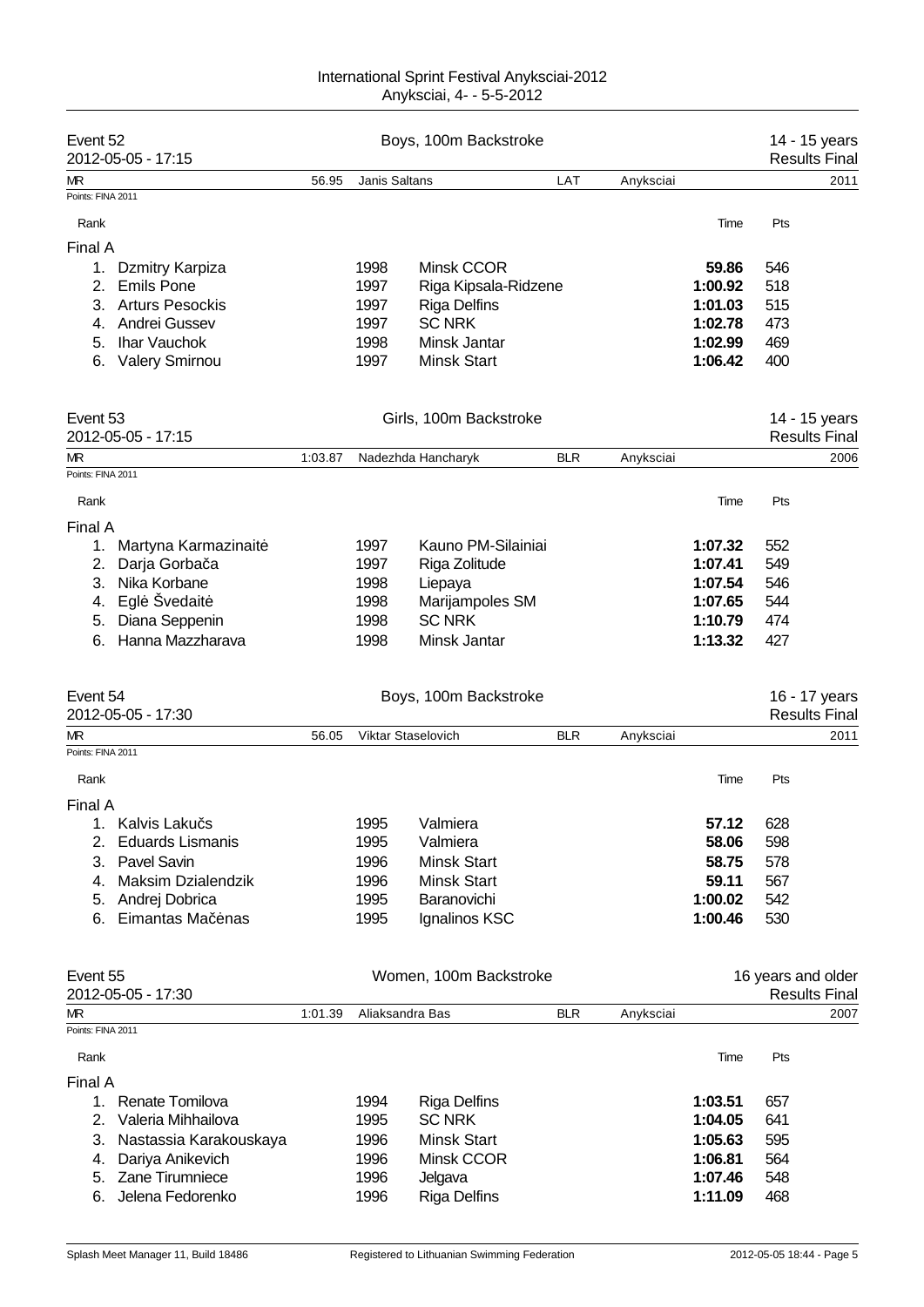International Sprint Festival Anyksciai-2012
Anyksciai, 4- - 5-5-2012

## Event 52 — Boys, 100m Backstroke — 14 - 15 years

2012-05-05 - 17:15 — Results Final

MR: 56.95 Janis Saltans, LAT, Anyksciai, 2011

Points: FINA 2011

**Final A**

| Rank | Name | YOB | Club | Time | Pts |
|---|---|---|---|---|---|
| 1. | Dzmitry Karpiza | 1998 | Minsk CCOR | **59.86** | 546 |
| 2. | Emils Pone | 1997 | Riga Kipsala-Ridzene | **1:00.92** | 518 |
| 3. | Arturs Pesockis | 1997 | Riga Delfins | **1:01.03** | 515 |
| 4. | Andrei Gussev | 1997 | SC NRK | **1:02.78** | 473 |
| 5. | Ihar Vauchok | 1998 | Minsk Jantar | **1:02.99** | 469 |
| 6. | Valery Smirnou | 1997 | Minsk Start | **1:06.42** | 400 |

## Event 53 — Girls, 100m Backstroke — 14 - 15 years

2012-05-05 - 17:15 — Results Final

MR: 1:03.87 Nadezhda Hancharyk, BLR, Anyksciai, 2006

Points: FINA 2011

**Final A**

| Rank | Name | YOB | Club | Time | Pts |
|---|---|---|---|---|---|
| 1. | Martyna Karmazinaitė | 1997 | Kauno PM-Silainiai | **1:07.32** | 552 |
| 2. | Darja Gorbača | 1997 | Riga Zolitude | **1:07.41** | 549 |
| 3. | Nika Korbane | 1998 | Liepaya | **1:07.54** | 546 |
| 4. | Eglė Švedaitė | 1998 | Marijampoles SM | **1:07.65** | 544 |
| 5. | Diana Seppenin | 1998 | SC NRK | **1:10.79** | 474 |
| 6. | Hanna Mazzharava | 1998 | Minsk Jantar | **1:13.32** | 427 |

## Event 54 — Boys, 100m Backstroke — 16 - 17 years

2012-05-05 - 17:30 — Results Final

MR: 56.05 Viktar Staselovich, BLR, Anyksciai, 2011

Points: FINA 2011

**Final A**

| Rank | Name | YOB | Club | Time | Pts |
|---|---|---|---|---|---|
| 1. | Kalvis Lakučs | 1995 | Valmiera | **57.12** | 628 |
| 2. | Eduards Lismanis | 1995 | Valmiera | **58.06** | 598 |
| 3. | Pavel Savin | 1996 | Minsk Start | **58.75** | 578 |
| 4. | Maksim Dzialendzik | 1996 | Minsk Start | **59.11** | 567 |
| 5. | Andrej Dobrica | 1995 | Baranovichi | **1:00.02** | 542 |
| 6. | Eimantas Mačėnas | 1995 | Ignalinos KSC | **1:00.46** | 530 |

## Event 55 — Women, 100m Backstroke — 16 years and older

2012-05-05 - 17:30 — Results Final

MR: 1:01.39 Aliaksandra Bas, BLR, Anyksciai, 2007

Points: FINA 2011

**Final A**

| Rank | Name | YOB | Club | Time | Pts |
|---|---|---|---|---|---|
| 1. | Renate Tomilova | 1994 | Riga Delfins | **1:03.51** | 657 |
| 2. | Valeria Mihhailova | 1995 | SC NRK | **1:04.05** | 641 |
| 3. | Nastassia Karakouskaya | 1996 | Minsk Start | **1:05.63** | 595 |
| 4. | Dariya Anikevich | 1996 | Minsk CCOR | **1:06.81** | 564 |
| 5. | Zane Tirumniece | 1996 | Jelgava | **1:07.46** | 548 |
| 6. | Jelena Fedorenko | 1996 | Riga Delfins | **1:11.09** | 468 |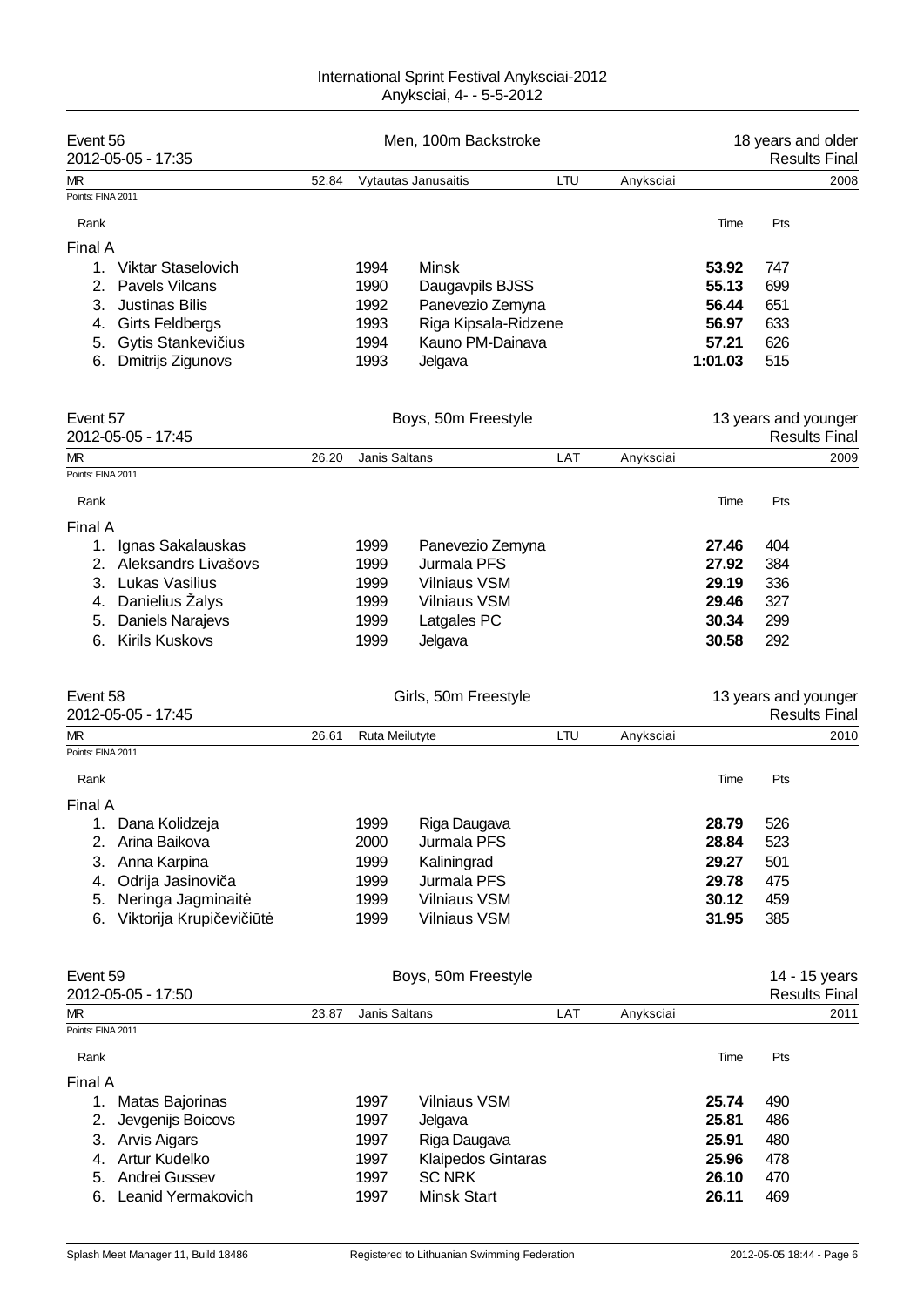International Sprint Festival Anyksciai-2012
Anyksciai, 4- - 5-5-2012

## Event 56 — Men, 100m Backstroke — 18 years and older

2012-05-05 - 17:35 — Results Final

| MR | 52.84 | Vytautas Janusaitis | LTU | Anyksciai | 2008 |
|---|---|---|---|---|---|

Points: FINA 2011

**Final A**

| Rank | Name | Year | Club | Time | Pts |
|---|---|---|---|---|---|
| 1. | Viktar Staselovich | 1994 | Minsk | **53.92** | 747 |
| 2. | Pavels Vilcans | 1990 | Daugavpils BJSS | **55.13** | 699 |
| 3. | Justinas Bilis | 1992 | Panevezio Zemyna | **56.44** | 651 |
| 4. | Girts Feldbergs | 1993 | Riga Kipsala-Ridzene | **56.97** | 633 |
| 5. | Gytis Stankevičius | 1994 | Kauno PM-Dainava | **57.21** | 626 |
| 6. | Dmitrijs Zigunovs | 1993 | Jelgava | **1:01.03** | 515 |

## Event 57 — Boys, 50m Freestyle — 13 years and younger

2012-05-05 - 17:45 — Results Final

| MR | 26.20 | Janis Saltans | LAT | Anyksciai | 2009 |
|---|---|---|---|---|---|

Points: FINA 2011

**Final A**

| Rank | Name | Year | Club | Time | Pts |
|---|---|---|---|---|---|
| 1. | Ignas Sakalauskas | 1999 | Panevezio Zemyna | **27.46** | 404 |
| 2. | Aleksandrs Livašovs | 1999 | Jurmala PFS | **27.92** | 384 |
| 3. | Lukas Vasilius | 1999 | Vilniaus VSM | **29.19** | 336 |
| 4. | Danielius Žalys | 1999 | Vilniaus VSM | **29.46** | 327 |
| 5. | Daniels Narajevs | 1999 | Latgales PC | **30.34** | 299 |
| 6. | Kirils Kuskovs | 1999 | Jelgava | **30.58** | 292 |

## Event 58 — Girls, 50m Freestyle — 13 years and younger

2012-05-05 - 17:45 — Results Final

| MR | 26.61 | Ruta Meilutyte | LTU | Anyksciai | 2010 |
|---|---|---|---|---|---|

Points: FINA 2011

**Final A**

| Rank | Name | Year | Club | Time | Pts |
|---|---|---|---|---|---|
| 1. | Dana Kolidzeja | 1999 | Riga Daugava | **28.79** | 526 |
| 2. | Arina Baikova | 2000 | Jurmala PFS | **28.84** | 523 |
| 3. | Anna Karpina | 1999 | Kaliningrad | **29.27** | 501 |
| 4. | Odrija Jasinoviča | 1999 | Jurmala PFS | **29.78** | 475 |
| 5. | Neringa Jagminaitė | 1999 | Vilniaus VSM | **30.12** | 459 |
| 6. | Viktorija Krupičevičiūtė | 1999 | Vilniaus VSM | **31.95** | 385 |

## Event 59 — Boys, 50m Freestyle — 14 - 15 years

2012-05-05 - 17:50 — Results Final

| MR | 23.87 | Janis Saltans | LAT | Anyksciai | 2011 |
|---|---|---|---|---|---|

Points: FINA 2011

**Final A**

| Rank | Name | Year | Club | Time | Pts |
|---|---|---|---|---|---|
| 1. | Matas Bajorinas | 1997 | Vilniaus VSM | **25.74** | 490 |
| 2. | Jevgenijs Boicovs | 1997 | Jelgava | **25.81** | 486 |
| 3. | Arvis Aigars | 1997 | Riga Daugava | **25.91** | 480 |
| 4. | Artur Kudelko | 1997 | Klaipedos Gintaras | **25.96** | 478 |
| 5. | Andrei Gussev | 1997 | SC NRK | **26.10** | 470 |
| 6. | Leanid Yermakovich | 1997 | Minsk Start | **26.11** | 469 |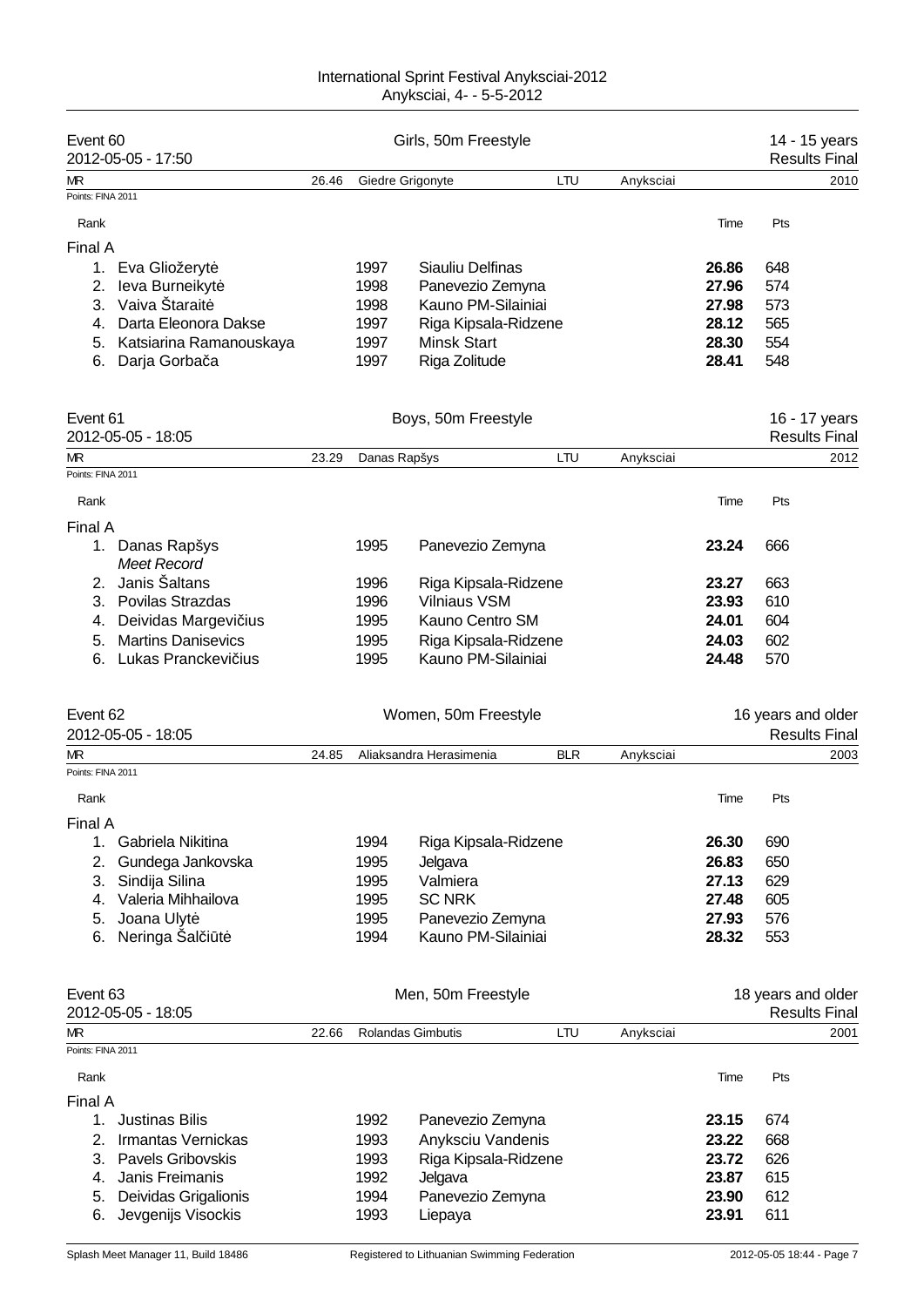International Sprint Festival Anyksciai-2012
Anyksciai, 4- - 5-5-2012

## Event 60 — Girls, 50m Freestyle — 14 - 15 years

2012-05-05 - 17:50 — Results Final

MR: 26.46 Giedre Grigonyte LTU Anyksciai 2010

Points: FINA 2011

Final A

| Rank | Name | Year | Club | Time | Pts |
|---|---|---|---|---|---|
| 1. | Eva Gliožerytė | 1997 | Siauliu Delfinas | **26.86** | 648 |
| 2. | Ieva Burneikytė | 1998 | Panevezio Zemyna | **27.96** | 574 |
| 3. | Vaiva Štaraitė | 1998 | Kauno PM-Silainiai | **27.98** | 573 |
| 4. | Darta Eleonora Dakse | 1997 | Riga Kipsala-Ridzene | **28.12** | 565 |
| 5. | Katsiarina Ramanouskaya | 1997 | Minsk Start | **28.30** | 554 |
| 6. | Darja Gorbača | 1997 | Riga Zolitude | **28.41** | 548 |

## Event 61 — Boys, 50m Freestyle — 16 - 17 years

2012-05-05 - 18:05 — Results Final

MR: 23.29 Danas Rapšys LTU Anyksciai 2012

Points: FINA 2011

Final A

| Rank | Name | Year | Club | Time | Pts |
|---|---|---|---|---|---|
| 1. | Danas Rapšys *Meet Record* | 1995 | Panevezio Zemyna | **23.24** | 666 |
| 2. | Janis Šaltans | 1996 | Riga Kipsala-Ridzene | **23.27** | 663 |
| 3. | Povilas Strazdas | 1996 | Vilniaus VSM | **23.93** | 610 |
| 4. | Deividas Margevičius | 1995 | Kauno Centro SM | **24.01** | 604 |
| 5. | Martins Danisevics | 1995 | Riga Kipsala-Ridzene | **24.03** | 602 |
| 6. | Lukas Pranckevičius | 1995 | Kauno PM-Silainiai | **24.48** | 570 |

## Event 62 — Women, 50m Freestyle — 16 years and older

2012-05-05 - 18:05 — Results Final

MR: 24.85 Aliaksandra Herasimenia BLR Anyksciai 2003

Points: FINA 2011

Final A

| Rank | Name | Year | Club | Time | Pts |
|---|---|---|---|---|---|
| 1. | Gabriela Nikitina | 1994 | Riga Kipsala-Ridzene | **26.30** | 690 |
| 2. | Gundega Jankovska | 1995 | Jelgava | **26.83** | 650 |
| 3. | Sindija Silina | 1995 | Valmiera | **27.13** | 629 |
| 4. | Valeria Mihhailova | 1995 | SC NRK | **27.48** | 605 |
| 5. | Joana Ulytė | 1995 | Panevezio Zemyna | **27.93** | 576 |
| 6. | Neringa Šalčiūtė | 1994 | Kauno PM-Silainiai | **28.32** | 553 |

## Event 63 — Men, 50m Freestyle — 18 years and older

2012-05-05 - 18:05 — Results Final

MR: 22.66 Rolandas Gimbutis LTU Anyksciai 2001

Points: FINA 2011

Final A

| Rank | Name | Year | Club | Time | Pts |
|---|---|---|---|---|---|
| 1. | Justinas Bilis | 1992 | Panevezio Zemyna | **23.15** | 674 |
| 2. | Irmantas Vernickas | 1993 | Anyksciu Vandenis | **23.22** | 668 |
| 3. | Pavels Gribovskis | 1993 | Riga Kipsala-Ridzene | **23.72** | 626 |
| 4. | Janis Freimanis | 1992 | Jelgava | **23.87** | 615 |
| 5. | Deividas Grigalionis | 1994 | Panevezio Zemyna | **23.90** | 612 |
| 6. | Jevgenijs Visockis | 1993 | Liepaya | **23.91** | 611 |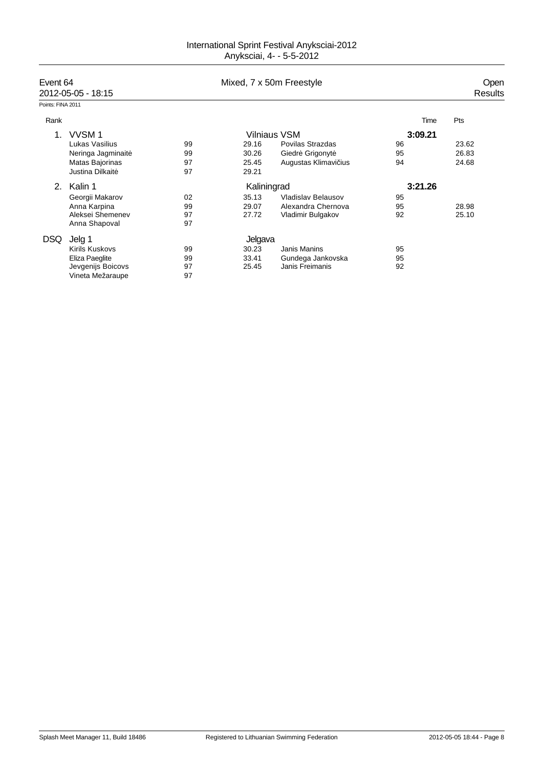International Sprint Festival Anyksciai-2012
Anyksciai, 4- - 5-5-2012

Event 64 — Mixed, 7 x 50m Freestyle — Open
2012-05-05 - 18:15 — Results

Points: FINA 2011

| Rank | | | | | | | Time | Pts |
|---|---|---|---|---|---|---|---|---|
| 1. | VVSM 1 | | Vilniaus VSM | | | | 3:09.21 | |
| | Lukas Vasilius | 99 | 29.16 | Povilas Strazdas | 96 | | | 23.62 |
| | Neringa Jagminaitė | 99 | 30.26 | Giedrė Grigonytė | 95 | | | 26.83 |
| | Matas Bajorinas | 97 | 25.45 | Augustas Klimavičius | 94 | | | 24.68 |
| | Justina Dilkaitė | 97 | 29.21 | | | | | |
| 2. | Kalin 1 | | Kaliningrad | | | | 3:21.26 | |
| | Georgii Makarov | 02 | 35.13 | Vladislav Belausov | 95 | | | |
| | Anna Karpina | 99 | 29.07 | Alexandra Chernova | 95 | | | 28.98 |
| | Aleksei Shemenev | 97 | 27.72 | Vladimir Bulgakov | 92 | | | 25.10 |
| | Anna Shapoval | 97 | | | | | | |
| DSQ | Jelg 1 | | Jelgava | | | | | |
| | Kirils Kuskovs | 99 | 30.23 | Janis Manins | 95 | | | |
| | Eliza Paeglite | 99 | 33.41 | Gundega Jankovska | 95 | | | |
| | Jevgenijs Boicovs | 97 | 25.45 | Janis Freimanis | 92 | | | |
| | Vineta Mežaraupe | 97 | | | | | | |